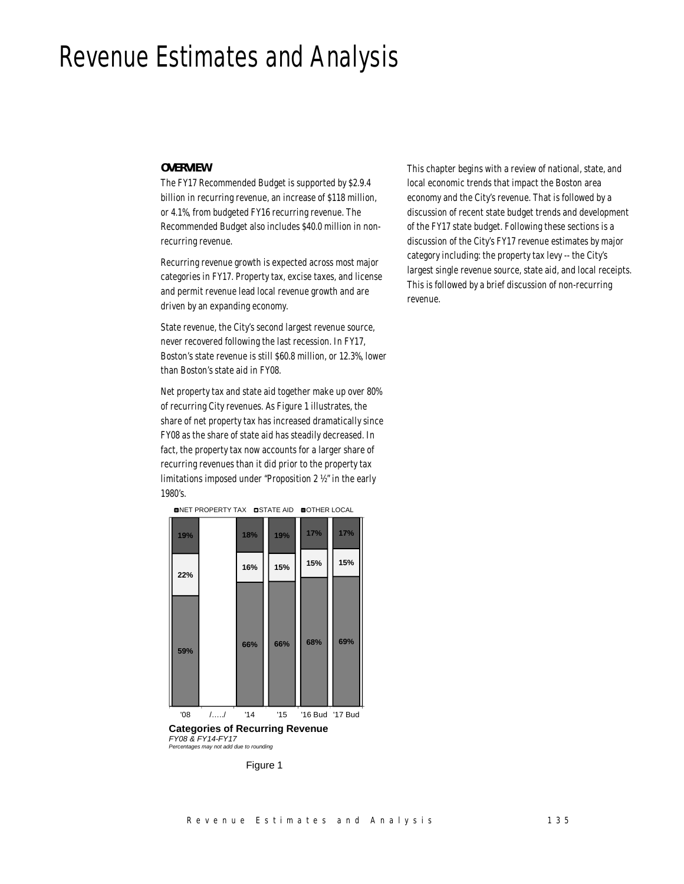// Revenue Estimates and Analysis

## OVERVIEW

The FY17 Recommended Budget is supported by $2.9.4 billion in recurring revenue, an increase of $118 million, or 4.1%, from budgeted FY16 recurring revenue. The Recommended Budget also includes $40.0 million in non-recurring revenue.

Recurring revenue growth is expected across most major categories in FY17. Property tax, excise taxes, and license and permit revenue lead local revenue growth and are driven by an expanding economy.

State revenue, the City's second largest revenue source, never recovered following the last recession. In FY17, Boston's state revenue is still $60.8 million, or 12.3%, lower than Boston's state aid in FY08.

Net property tax and state aid together make up over 80% of recurring City revenues. As Figure 1 illustrates, the share of net property tax has increased dramatically since FY08 as the share of state aid has steadily decreased. In fact, the property tax now accounts for a larger share of recurring revenues than it did prior to the property tax limitations imposed under "Proposition 2 ½" in the early 1980's.

NET PROPERTY TAX  STATE AID  OTHER LOCAL

'08: 59%, 22%, 19%
/…../
'14: 66%, 16%, 18%
'15: 66%, 15%, 19%
'16 Bud: 68%, 15%, 17%
'17 Bud: 69%, 15%, 17%

**Categories of Recurring Revenue**
*FY08 & FY14-FY17*
*Percentages may not add due to rounding*

Figure 1

This chapter begins with a review of national, state, and local economic trends that impact the Boston area economy and the City's revenue. That is followed by a discussion of recent state budget trends and development of the FY17 state budget. Following these sections is a discussion of the City's FY17 revenue estimates by major category including: the property tax levy -- the City's largest single revenue source, state aid, and local receipts. This is followed by a brief discussion of non-recurring revenue.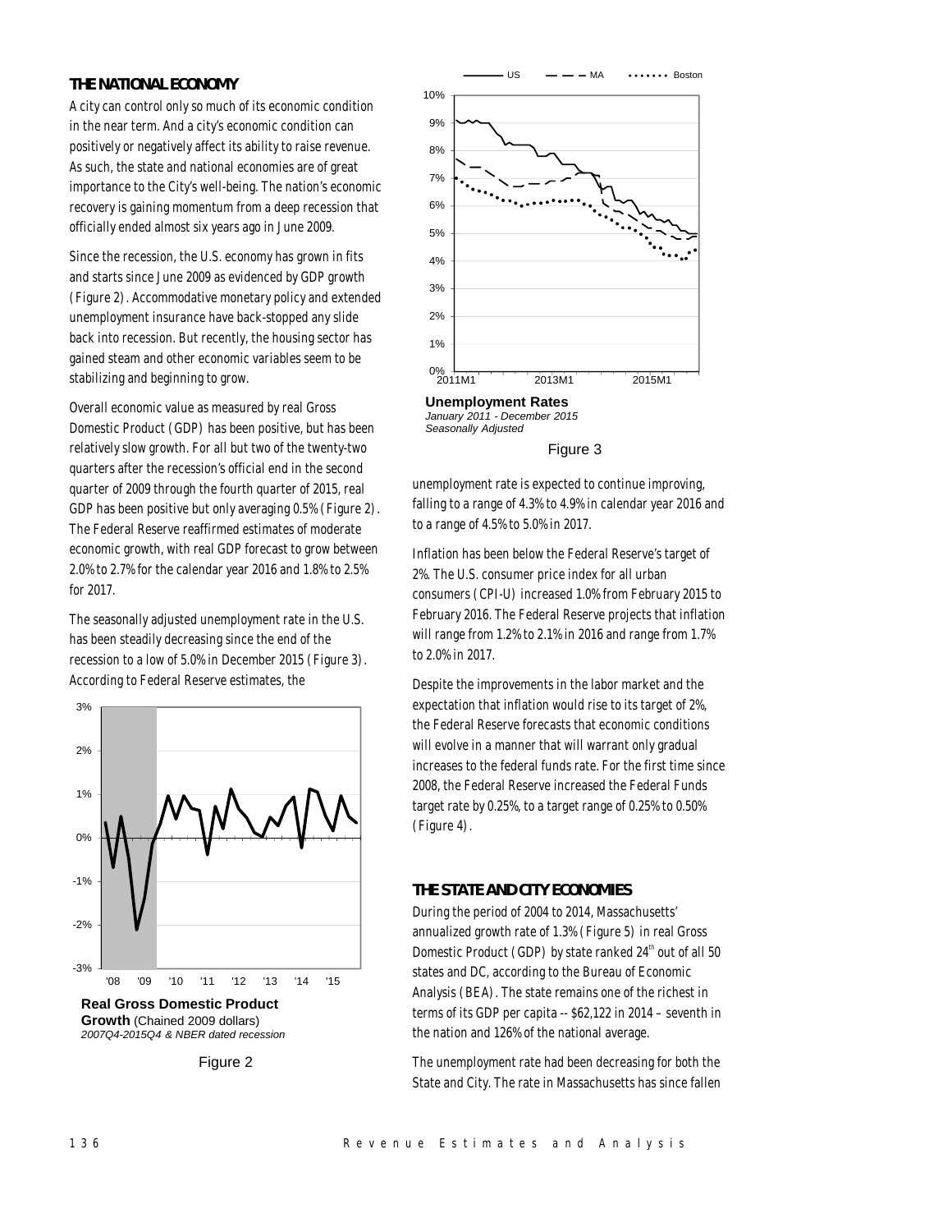## THE NATIONAL ECONOMY

A city can control only so much of its economic condition in the near term. And a city's economic condition can positively or negatively affect its ability to raise revenue. As such, the state and national economies are of great importance to the City's well-being. The nation's economic recovery is gaining momentum from a deep recession that officially ended almost six years ago in June 2009.

Since the recession, the U.S. economy has grown in fits and starts since June 2009 as evidenced by GDP growth (Figure 2). Accommodative monetary policy and extended unemployment insurance have back-stopped any slide back into recession. But recently, the housing sector has gained steam and other economic variables seem to be stabilizing and beginning to grow.

Overall economic value as measured by real Gross Domestic Product (GDP) has been positive, but has been relatively slow growth. For all but two of the twenty-two quarters after the recession's official end in the second quarter of 2009 through the fourth quarter of 2015, real GDP has been positive but only averaging 0.5% (Figure 2). The Federal Reserve reaffirmed estimates of moderate economic growth, with real GDP forecast to grow between 2.0% to 2.7% for the calendar year 2016 and 1.8% to 2.5% for 2017.

The seasonally adjusted unemployment rate in the U.S. has been steadily decreasing since the end of the recession to a low of 5.0% in December 2015 (Figure 3). According to Federal Reserve estimates, the unemployment rate is expected to continue improving, falling to a range of 4.3% to 4.9% in calendar year 2016 and to a range of 4.5% to 5.0% in 2017.

3%
2%
1%
0%
-1%
-2%
-3%
'08 '09 '10 '11 '12 '13 '14 '15

**Real Gross Domestic Product Growth** (Chained 2009 dollars)
*2007Q4-2015Q4 & NBER dated recession*

Figure 2

US MA Boston
10%
9%
8%
7%
6%
5%
4%
3%
2%
1%
0%
2011M1 2013M1 2015M1

**Unemployment Rates**
*January 2011 - December 2015*
*Seasonally Adjusted*

Figure 3

Inflation has been below the Federal Reserve's target of 2%. The U.S. consumer price index for all urban consumers (CPI-U) increased 1.0% from February 2015 to February 2016. The Federal Reserve projects that inflation will range from 1.2% to 2.1% in 2016 and range from 1.7% to 2.0% in 2017.

Despite the improvements in the labor market and the expectation that inflation would rise to its target of 2%, the Federal Reserve forecasts that economic conditions will evolve in a manner that will warrant only gradual increases to the federal funds rate. For the first time since 2008, the Federal Reserve increased the Federal Funds target rate by 0.25%, to a target range of 0.25% to 0.50% (Figure 4).

## THE STATE AND CITY ECONOMIES

During the period of 2004 to 2014, Massachusetts' annualized growth rate of 1.3% (Figure 5) in real Gross Domestic Product (GDP) by state ranked 24th out of all 50 states and DC, according to the Bureau of Economic Analysis (BEA). The state remains one of the richest in terms of its GDP per capita -- $62,122 in 2014 – seventh in the nation and 126% of the national average.

The unemployment rate had been decreasing for both the State and City. The rate in Massachusetts has since fallen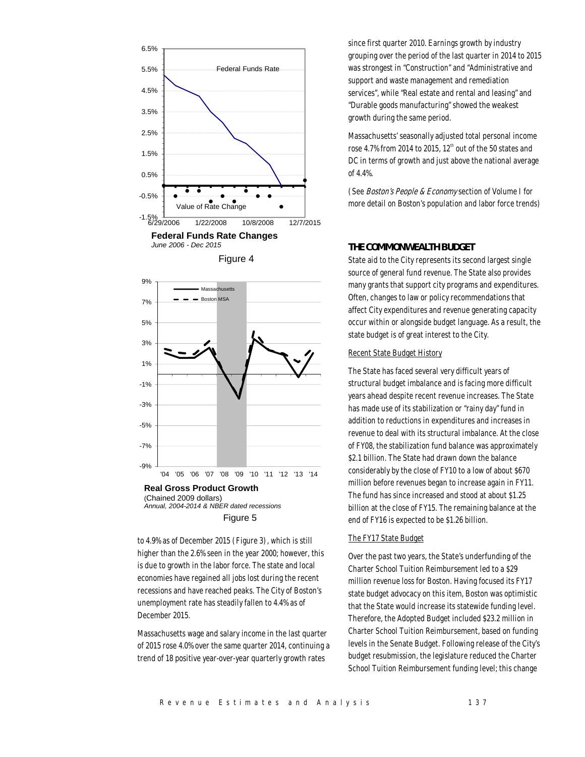6.5%
5.5%
4.5%
3.5%
2.5%
1.5%
0.5%
-0.5%
-1.5%

Federal Funds Rate

Value of Rate Change

6/29/2006 1/22/2008 10/8/2008 12/7/2015

**Federal Funds Rate Changes**
*June 2006 - Dec 2015*

Figure 4

9%
7%
5%
3%
1%
-1%
-3%
-5%
-7%
-9%

Massachusetts
Boston MSA

'04 '05 '06 '07 '08 '09 '10 '11 '12 '13 '14

**Real Gross Product Growth**
(Chained 2009 dollars)
*Annual, 2004-2014 & NBER dated recessions*

Figure 5

to 4.9% as of December 2015 (Figure 3), which is still higher than the 2.6% seen in the year 2000; however, this is due to growth in the labor force. The state and local economies have regained all jobs lost during the recent recessions and have reached peaks. The City of Boston's unemployment rate has steadily fallen to 4.4% as of December 2015.

Massachusetts wage and salary income in the last quarter of 2015 rose 4.0% over the same quarter 2014, continuing a trend of 18 positive year-over-year quarterly growth rates since first quarter 2010. Earnings growth by industry grouping over the period of the last quarter in 2014 to 2015 was strongest in "Construction" and "Administrative and support and waste management and remediation services", while "Real estate and rental and leasing" and "Durable goods manufacturing" showed the weakest growth during the same period.

Massachusetts' seasonally adjusted total personal income rose 4.7% from 2014 to 2015, 12th out of the 50 states and DC in terms of growth and just above the national average of 4.4%.

(See *Boston's People & Economy* section of Volume I for more detail on Boston's population and labor force trends)

## THE COMMONWEALTH BUDGET

State aid to the City represents its second largest single source of general fund revenue. The State also provides many grants that support city programs and expenditures. Often, changes to law or policy recommendations that affect City expenditures and revenue generating capacity occur within or alongside budget language. As a result, the state budget is of great interest to the City.

### Recent State Budget History

The State has faced several very difficult years of structural budget imbalance and is facing more difficult years ahead despite recent revenue increases. The State has made use of its stabilization or "rainy day" fund in addition to reductions in expenditures and increases in revenue to deal with its structural imbalance. At the close of FY08, the stabilization fund balance was approximately \$2.1 billion. The State had drawn down the balance considerably by the close of FY10 to a low of about \$670 million before revenues began to increase again in FY11. The fund has since increased and stood at about \$1.25 billion at the close of FY15. The remaining balance at the end of FY16 is expected to be \$1.26 billion.

### The FY17 State Budget

Over the past two years, the State's underfunding of the Charter School Tuition Reimbursement led to a \$29 million revenue loss for Boston. Having focused its FY17 state budget advocacy on this item, Boston was optimistic that the State would increase its statewide funding level. Therefore, the Adopted Budget included \$23.2 million in Charter School Tuition Reimbursement, based on funding levels in the Senate Budget. Following release of the City's budget resubmission, the legislature reduced the Charter School Tuition Reimbursement funding level; this change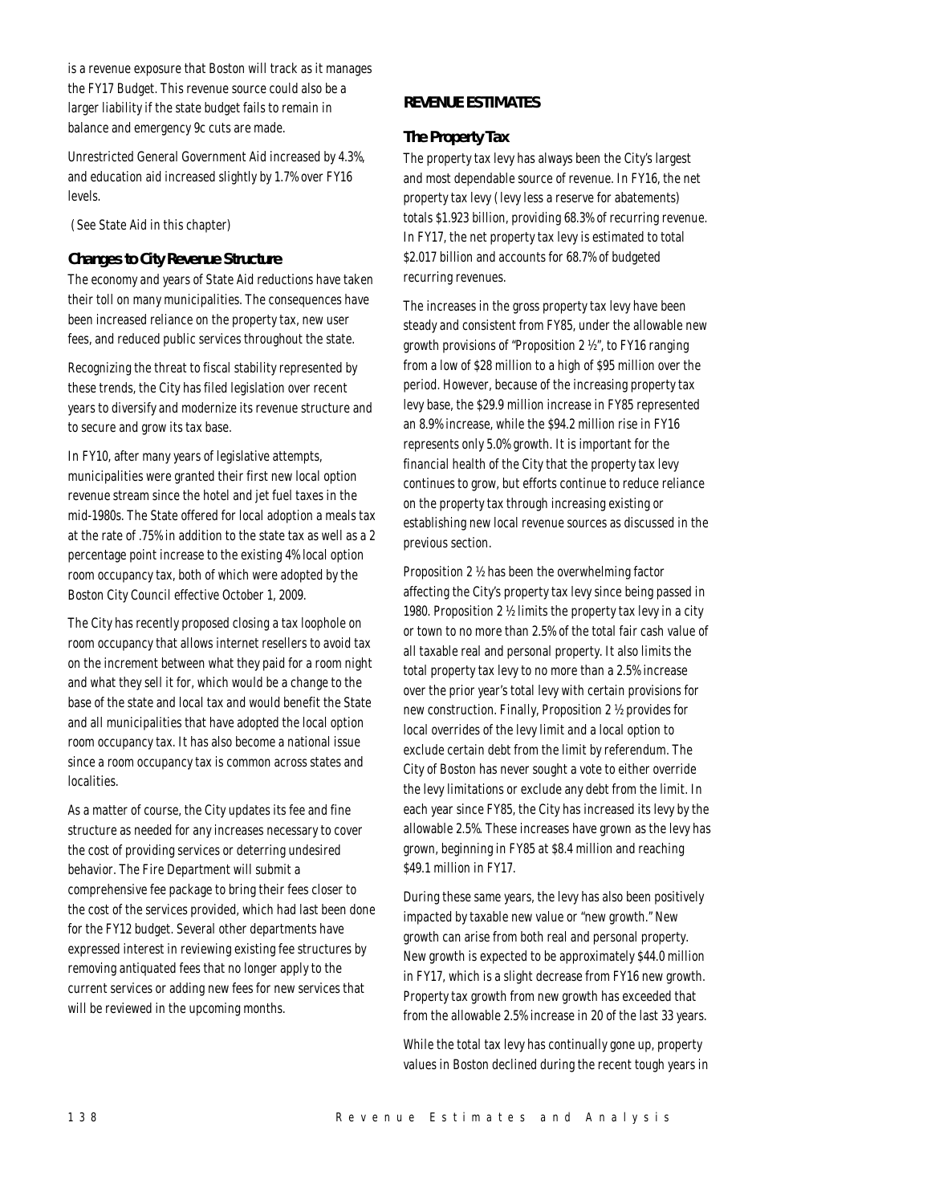is a revenue exposure that Boston will track as it manages the FY17 Budget. This revenue source could also be a larger liability if the state budget fails to remain in balance and emergency 9c cuts are made.

Unrestricted General Government Aid increased by 4.3%, and education aid increased slightly by 1.7% over FY16 levels.

(See State Aid in this chapter)

### Changes to City Revenue Structure

The economy and years of State Aid reductions have taken their toll on many municipalities. The consequences have been increased reliance on the property tax, new user fees, and reduced public services throughout the state.

Recognizing the threat to fiscal stability represented by these trends, the City has filed legislation over recent years to diversify and modernize its revenue structure and to secure and grow its tax base.

In FY10, after many years of legislative attempts, municipalities were granted their first new local option revenue stream since the hotel and jet fuel taxes in the mid-1980s. The State offered for local adoption a meals tax at the rate of .75% in addition to the state tax as well as a 2 percentage point increase to the existing 4% local option room occupancy tax, both of which were adopted by the Boston City Council effective October 1, 2009.

The City has recently proposed closing a tax loophole on room occupancy that allows internet resellers to avoid tax on the increment between what they paid for a room night and what they sell it for, which would be a change to the base of the state and local tax and would benefit the State and all municipalities that have adopted the local option room occupancy tax. It has also become a national issue since a room occupancy tax is common across states and localities.

As a matter of course, the City updates its fee and fine structure as needed for any increases necessary to cover the cost of providing services or deterring undesired behavior. The Fire Department will submit a comprehensive fee package to bring their fees closer to the cost of the services provided, which had last been done for the FY12 budget. Several other departments have expressed interest in reviewing existing fee structures by removing antiquated fees that no longer apply to the current services or adding new fees for new services that will be reviewed in the upcoming months.

## REVENUE ESTIMATES

### The Property Tax

The property tax levy has always been the City's largest and most dependable source of revenue. In FY16, the net property tax levy (levy less a reserve for abatements) totals $1.923 billion, providing 68.3% of recurring revenue. In FY17, the net property tax levy is estimated to total $2.017 billion and accounts for 68.7% of budgeted recurring revenues.

The increases in the gross property tax levy have been steady and consistent from FY85, under the allowable new growth provisions of "Proposition 2 ½", to FY16 ranging from a low of $28 million to a high of $95 million over the period. However, because of the increasing property tax levy base, the $29.9 million increase in FY85 represented an 8.9% increase, while the $94.2 million rise in FY16 represents only 5.0% growth. It is important for the financial health of the City that the property tax levy continues to grow, but efforts continue to reduce reliance on the property tax through increasing existing or establishing new local revenue sources as discussed in the previous section.

Proposition 2 ½ has been the overwhelming factor affecting the City's property tax levy since being passed in 1980. Proposition 2 ½ limits the property tax levy in a city or town to no more than 2.5% of the total fair cash value of all taxable real and personal property. It also limits the total property tax levy to no more than a 2.5% increase over the prior year's total levy with certain provisions for new construction. Finally, Proposition 2 ½ provides for local overrides of the levy limit and a local option to exclude certain debt from the limit by referendum. The City of Boston has never sought a vote to either override the levy limitations or exclude any debt from the limit. In each year since FY85, the City has increased its levy by the allowable 2.5%. These increases have grown as the levy has grown, beginning in FY85 at $8.4 million and reaching $49.1 million in FY17.

During these same years, the levy has also been positively impacted by taxable new value or "new growth." New growth can arise from both real and personal property. New growth is expected to be approximately $44.0 million in FY17, which is a slight decrease from FY16 new growth. Property tax growth from new growth has exceeded that from the allowable 2.5% increase in 20 of the last 33 years.

While the total tax levy has continually gone up, property values in Boston declined during the recent tough years in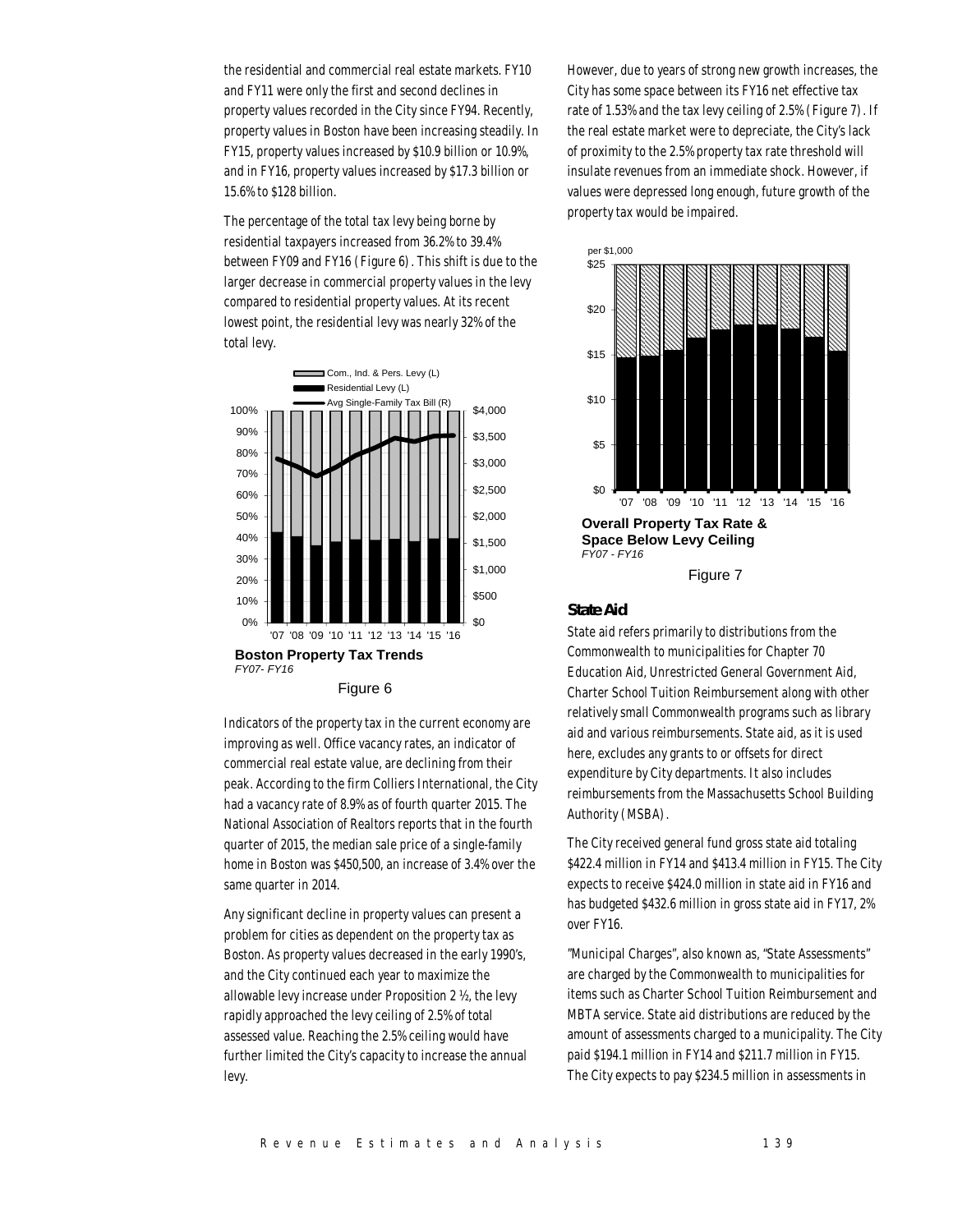the residential and commercial real estate markets. FY10 and FY11 were only the first and second declines in property values recorded in the City since FY94. Recently, property values in Boston have been increasing steadily. In FY15, property values increased by $10.9 billion or 10.9%, and in FY16, property values increased by $17.3 billion or 15.6% to $128 billion.

The percentage of the total tax levy being borne by residential taxpayers increased from 36.2% to 39.4% between FY09 and FY16 (Figure 6). This shift is due to the larger decrease in commercial property values in the levy compared to residential property values. At its recent lowest point, the residential levy was nearly 32% of the total levy.

Com., Ind. & Pers. Levy (L)
Residential Levy (L)
Avg Single-Family Tax Bill (R)

100%
90%
80%
70%
60%
50%
40%
30%
20%
10%
0%

$4,000
$3,500
$3,000
$2,500
$2,000
$1,500
$1,000
$500
$0

'07 '08 '09 '10 '11 '12 '13 '14 '15 '16

**Boston Property Tax Trends**
*FY07- FY16*

Figure 6

Indicators of the property tax in the current economy are improving as well. Office vacancy rates, an indicator of commercial real estate value, are declining from their peak. According to the firm Colliers International, the City had a vacancy rate of 8.9% as of fourth quarter 2015. The National Association of Realtors reports that in the fourth quarter of 2015, the median sale price of a single-family home in Boston was $450,500, an increase of 3.4% over the same quarter in 2014.

Any significant decline in property values can present a problem for cities as dependent on the property tax as Boston. As property values decreased in the early 1990's, and the City continued each year to maximize the allowable levy increase under Proposition 2 ½, the levy rapidly approached the levy ceiling of 2.5% of total assessed value. Reaching the 2.5% ceiling would have further limited the City's capacity to increase the annual levy.

However, due to years of strong new growth increases, the City has some space between its FY16 net effective tax rate of 1.53% and the tax levy ceiling of 2.5% (Figure 7). If the real estate market were to depreciate, the City's lack of proximity to the 2.5% property tax rate threshold will insulate revenues from an immediate shock. However, if values were depressed long enough, future growth of the property tax would be impaired.

per $1,000
$25
$20
$15
$10
$5
$0

'07 '08 '09 '10 '11 '12 '13 '14 '15 '16

**Overall Property Tax Rate & Space Below Levy Ceiling**
*FY07 - FY16*

Figure 7

### State Aid

State aid refers primarily to distributions from the Commonwealth to municipalities for Chapter 70 Education Aid, Unrestricted General Government Aid, Charter School Tuition Reimbursement along with other relatively small Commonwealth programs such as library aid and various reimbursements. State aid, as it is used here, excludes any grants to or offsets for direct expenditure by City departments. It also includes reimbursements from the Massachusetts School Building Authority (MSBA).

The City received general fund gross state aid totaling $422.4 million in FY14 and $413.4 million in FY15. The City expects to receive $424.0 million in state aid in FY16 and has budgeted $432.6 million in gross state aid in FY17, 2% over FY16.

"Municipal Charges", also known as, "State Assessments" are charged by the Commonwealth to municipalities for items such as Charter School Tuition Reimbursement and MBTA service. State aid distributions are reduced by the amount of assessments charged to a municipality. The City paid $194.1 million in FY14 and $211.7 million in FY15. The City expects to pay $234.5 million in assessments in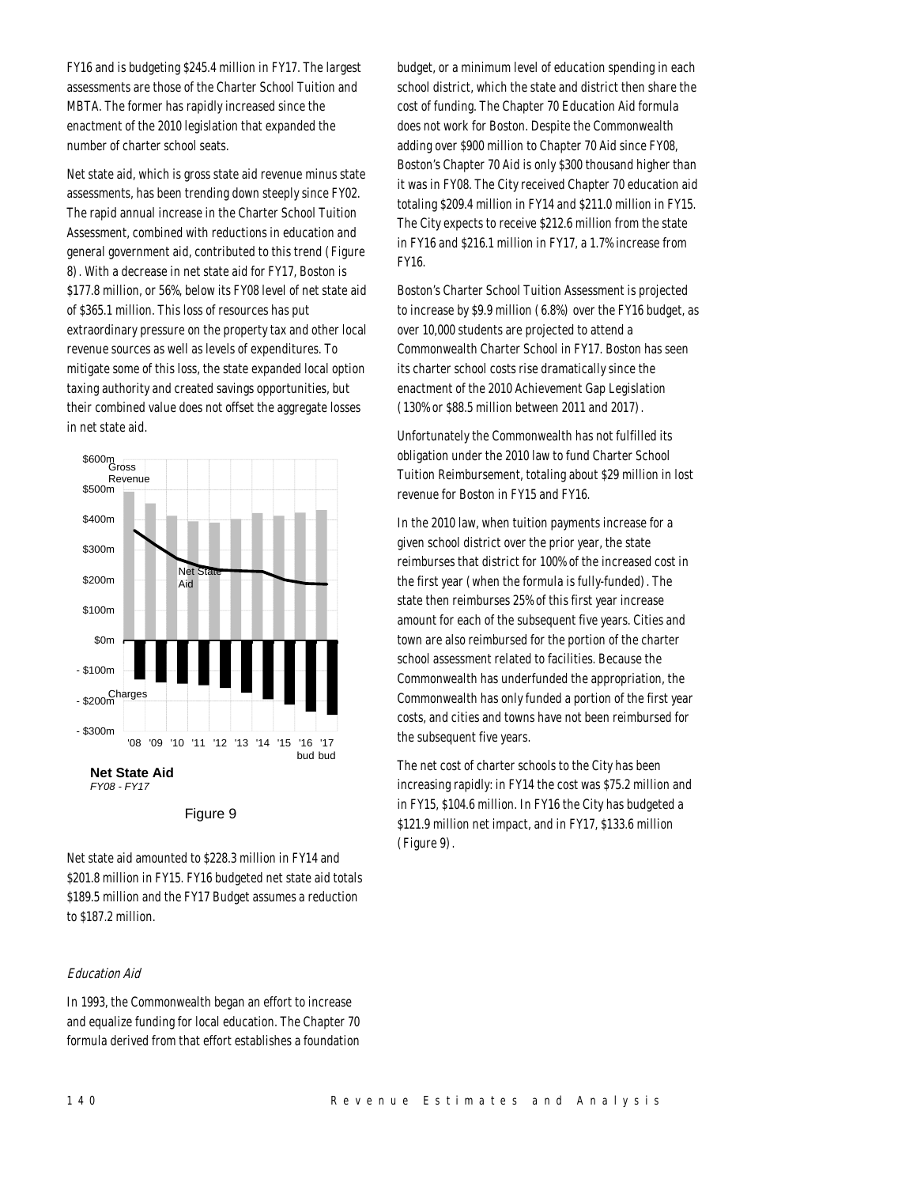FY16 and is budgeting $245.4 million in FY17. The largest assessments are those of the Charter School Tuition and MBTA. The former has rapidly increased since the enactment of the 2010 legislation that expanded the number of charter school seats.

Net state aid, which is gross state aid revenue minus state assessments, has been trending down steeply since FY02. The rapid annual increase in the Charter School Tuition Assessment, combined with reductions in education and general government aid, contributed to this trend (Figure 8). With a decrease in net state aid for FY17, Boston is $177.8 million, or 56%, below its FY08 level of net state aid of $365.1 million. This loss of resources has put extraordinary pressure on the property tax and other local revenue sources as well as levels of expenditures. To mitigate some of this loss, the state expanded local option taxing authority and created savings opportunities, but their combined value does not offset the aggregate losses in net state aid.

$600m
Gross Revenue
$500m
$400m
$300m
Net State Aid
$200m
$100m
$0m
- $100m
Charges
- $200m
- $300m
'08 '09 '10 '11 '12 '13 '14 '15 '16 bud '17 bud

**Net State Aid**
*FY08 - FY17*

Figure 9

Net state aid amounted to $228.3 million in FY14 and $201.8 million in FY15. FY16 budgeted net state aid totals $189.5 million and the FY17 Budget assumes a reduction to $187.2 million.

### *Education Aid*

In 1993, the Commonwealth began an effort to increase and equalize funding for local education. The Chapter 70 formula derived from that effort establishes a foundation budget, or a minimum level of education spending in each school district, which the state and district then share the cost of funding. The Chapter 70 Education Aid formula does not work for Boston. Despite the Commonwealth adding over $900 million to Chapter 70 Aid since FY08, Boston's Chapter 70 Aid is only $300 thousand higher than it was in FY08. The City received Chapter 70 education aid totaling $209.4 million in FY14 and $211.0 million in FY15. The City expects to receive $212.6 million from the state in FY16 and $216.1 million in FY17, a 1.7% increase from FY16.

Boston's Charter School Tuition Assessment is projected to increase by $9.9 million (6.8%) over the FY16 budget, as over 10,000 students are projected to attend a Commonwealth Charter School in FY17. Boston has seen its charter school costs rise dramatically since the enactment of the 2010 Achievement Gap Legislation (130% or $88.5 million between 2011 and 2017).

Unfortunately the Commonwealth has not fulfilled its obligation under the 2010 law to fund Charter School Tuition Reimbursement, totaling about $29 million in lost revenue for Boston in FY15 and FY16.

In the 2010 law, when tuition payments increase for a given school district over the prior year, the state reimburses that district for 100% of the increased cost in the first year (when the formula is fully-funded). The state then reimburses 25% of this first year increase amount for each of the subsequent five years. Cities and town are also reimbursed for the portion of the charter school assessment related to facilities. Because the Commonwealth has underfunded the appropriation, the Commonwealth has only funded a portion of the first year costs, and cities and towns have not been reimbursed for the subsequent five years.

The net cost of charter schools to the City has been increasing rapidly: in FY14 the cost was $75.2 million and in FY15, $104.6 million. In FY16 the City has budgeted a $121.9 million net impact, and in FY17, $133.6 million (Figure 9).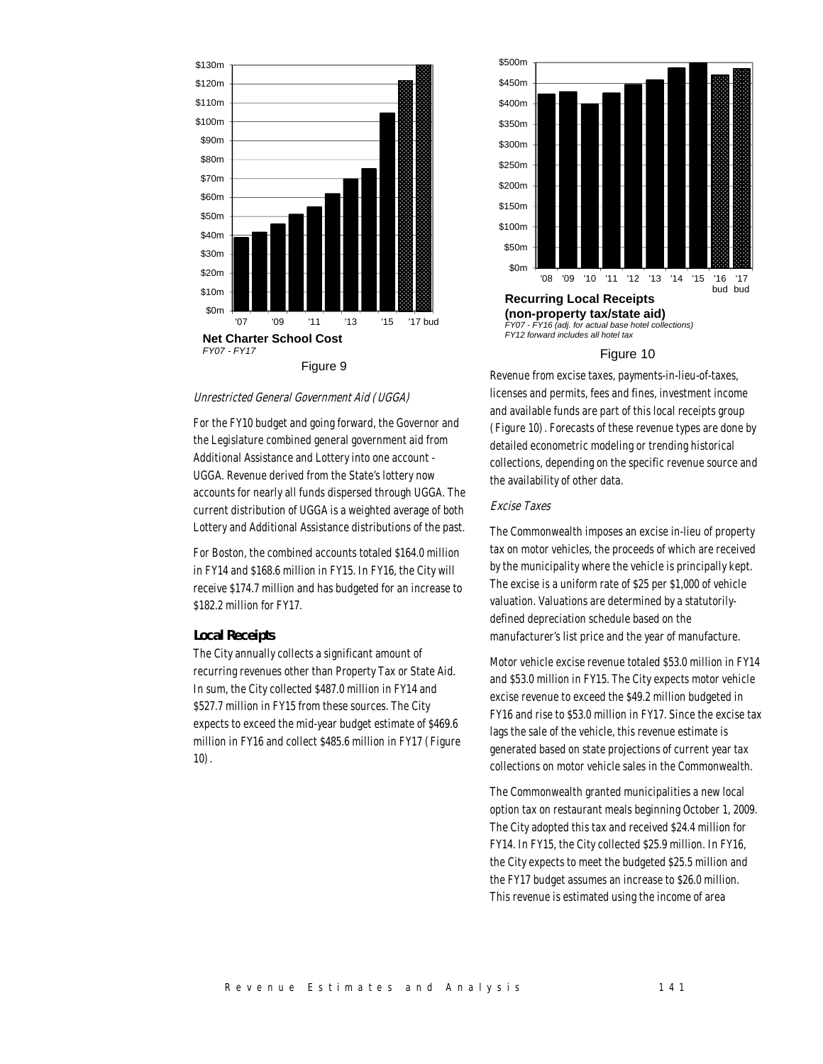$130m
$120m
$110m
$100m
$90m
$80m
$70m
$60m
$50m
$40m
$30m
$20m
$10m
$0m
'07 '09 '11 '13 '15 '17 bud

**Net Charter School Cost**
*FY07 - FY17*

Figure 9

### *Unrestricted General Government Aid (UGGA)*

For the FY10 budget and going forward, the Governor and the Legislature combined general government aid from Additional Assistance and Lottery into one account - UGGA. Revenue derived from the State's lottery now accounts for nearly all funds dispersed through UGGA. The current distribution of UGGA is a weighted average of both Lottery and Additional Assistance distributions of the past.

For Boston, the combined accounts totaled $164.0 million in FY14 and $168.6 million in FY15. In FY16, the City will receive $174.7 million and has budgeted for an increase to $182.2 million for FY17.

## Local Receipts

The City annually collects a significant amount of recurring revenues other than Property Tax or State Aid. In sum, the City collected $487.0 million in FY14 and $527.7 million in FY15 from these sources. The City expects to exceed the mid-year budget estimate of $469.6 million in FY16 and collect $485.6 million in FY17 (Figure 10).

$500m
$450m
$400m
$350m
$300m
$250m
$200m
$150m
$100m
$50m
$0m
'08 '09 '10 '11 '12 '13 '14 '15 '16 bud '17 bud

**Recurring Local Receipts**
**(non-property tax/state aid)**
*FY07 - FY16 (adj. for actual base hotel collections)*
*FY12 forward includes all hotel tax*

Figure 10

Revenue from excise taxes, payments-in-lieu-of-taxes, licenses and permits, fees and fines, investment income and available funds are part of this local receipts group (Figure 10). Forecasts of these revenue types are done by detailed econometric modeling or trending historical collections, depending on the specific revenue source and the availability of other data.

### *Excise Taxes*

The Commonwealth imposes an excise in-lieu of property tax on motor vehicles, the proceeds of which are received by the municipality where the vehicle is principally kept. The excise is a uniform rate of $25 per $1,000 of vehicle valuation. Valuations are determined by a statutorily-defined depreciation schedule based on the manufacturer's list price and the year of manufacture.

Motor vehicle excise revenue totaled $53.0 million in FY14 and $53.0 million in FY15. The City expects motor vehicle excise revenue to exceed the $49.2 million budgeted in FY16 and rise to $53.0 million in FY17. Since the excise tax lags the sale of the vehicle, this revenue estimate is generated based on state projections of current year tax collections on motor vehicle sales in the Commonwealth.

The Commonwealth granted municipalities a new local option tax on restaurant meals beginning October 1, 2009. The City adopted this tax and received $24.4 million for FY14. In FY15, the City collected $25.9 million. In FY16, the City expects to meet the budgeted $25.5 million and the FY17 budget assumes an increase to $26.0 million. This revenue is estimated using the income of area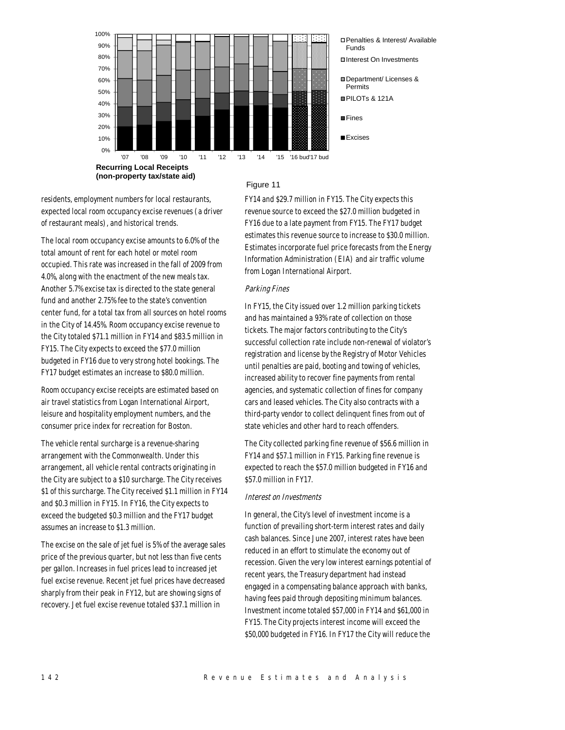100%
90%
80%
70%
60%
50%
40%
30%
20%
10%
0%

'07 '08 '09 '10 '11 '12 '13 '14 '15 '16 bud '17 bud

Penalties & Interest/ Available Funds
Interest On Investments
Department/ Licenses & Permits
PILOTs & 121A
Fines
Excises

**Recurring Local Receipts (non-property tax/state aid)**

Figure 11

residents, employment numbers for local restaurants, expected local room occupancy excise revenues (a driver of restaurant meals), and historical trends.

The local room occupancy excise amounts to 6.0% of the total amount of rent for each hotel or motel room occupied. This rate was increased in the fall of 2009 from 4.0%, along with the enactment of the new meals tax. Another 5.7% excise tax is directed to the state general fund and another 2.75% fee to the state's convention center fund, for a total tax from all sources on hotel rooms in the City of 14.45%. Room occupancy excise revenue to the City totaled $71.1 million in FY14 and $83.5 million in FY15. The City expects to exceed the $77.0 million budgeted in FY16 due to very strong hotel bookings. The FY17 budget estimates an increase to $80.0 million.

Room occupancy excise receipts are estimated based on air travel statistics from Logan International Airport, leisure and hospitality employment numbers, and the consumer price index for recreation for Boston.

The vehicle rental surcharge is a revenue-sharing arrangement with the Commonwealth. Under this arrangement, all vehicle rental contracts originating in the City are subject to a $10 surcharge. The City receives $1 of this surcharge. The City received $1.1 million in FY14 and $0.3 million in FY15. In FY16, the City expects to exceed the budgeted $0.3 million and the FY17 budget assumes an increase to $1.3 million.

The excise on the sale of jet fuel is 5% of the average sales price of the previous quarter, but not less than five cents per gallon. Increases in fuel prices lead to increased jet fuel excise revenue. Recent jet fuel prices have decreased sharply from their peak in FY12, but are showing signs of recovery. Jet fuel excise revenue totaled $37.1 million in FY14 and $29.7 million in FY15. The City expects this revenue source to exceed the $27.0 million budgeted in FY16 due to a late payment from FY15. The FY17 budget estimates this revenue source to increase to $30.0 million. Estimates incorporate fuel price forecasts from the Energy Information Administration (EIA) and air traffic volume from Logan International Airport.

*Parking Fines*

In FY15, the City issued over 1.2 million parking tickets and has maintained a 93% rate of collection on those tickets. The major factors contributing to the City's successful collection rate include non-renewal of violator's registration and license by the Registry of Motor Vehicles until penalties are paid, booting and towing of vehicles, increased ability to recover fine payments from rental agencies, and systematic collection of fines for company cars and leased vehicles. The City also contracts with a third-party vendor to collect delinquent fines from out of state vehicles and other hard to reach offenders.

The City collected parking fine revenue of $56.6 million in FY14 and $57.1 million in FY15. Parking fine revenue is expected to reach the $57.0 million budgeted in FY16 and $57.0 million in FY17.

*Interest on Investments*

In general, the City's level of investment income is a function of prevailing short-term interest rates and daily cash balances. Since June 2007, interest rates have been reduced in an effort to stimulate the economy out of recession. Given the very low interest earnings potential of recent years, the Treasury department had instead engaged in a compensating balance approach with banks, having fees paid through depositing minimum balances. Investment income totaled $57,000 in FY14 and $61,000 in FY15. The City projects interest income will exceed the $50,000 budgeted in FY16. In FY17 the City will reduce the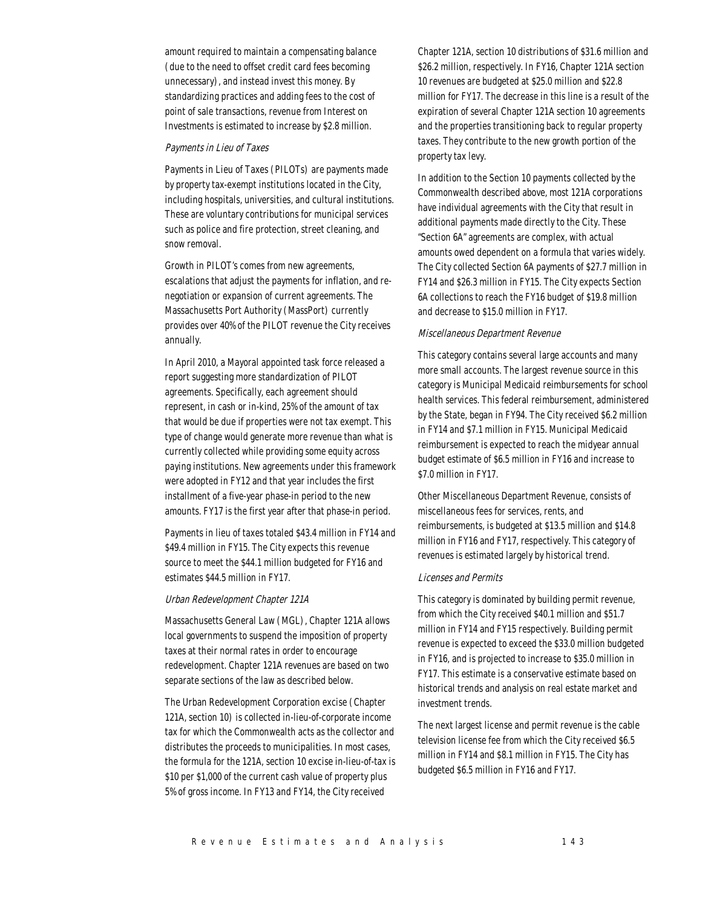amount required to maintain a compensating balance (due to the need to offset credit card fees becoming unnecessary), and instead invest this money. By standardizing practices and adding fees to the cost of point of sale transactions, revenue from Interest on Investments is estimated to increase by $2.8 million.

#### *Payments in Lieu of Taxes*

Payments in Lieu of Taxes (PILOTs) are payments made by property tax-exempt institutions located in the City, including hospitals, universities, and cultural institutions. These are voluntary contributions for municipal services such as police and fire protection, street cleaning, and snow removal.

Growth in PILOT's comes from new agreements, escalations that adjust the payments for inflation, and re-negotiation or expansion of current agreements. The Massachusetts Port Authority (MassPort) currently provides over 40% of the PILOT revenue the City receives annually.

In April 2010, a Mayoral appointed task force released a report suggesting more standardization of PILOT agreements. Specifically, each agreement should represent, in cash or in-kind, 25% of the amount of tax that would be due if properties were not tax exempt. This type of change would generate more revenue than what is currently collected while providing some equity across paying institutions. New agreements under this framework were adopted in FY12 and that year includes the first installment of a five-year phase-in period to the new amounts. FY17 is the first year after that phase-in period.

Payments in lieu of taxes totaled $43.4 million in FY14 and $49.4 million in FY15. The City expects this revenue source to meet the $44.1 million budgeted for FY16 and estimates $44.5 million in FY17.

#### *Urban Redevelopment Chapter 121A*

Massachusetts General Law (MGL), Chapter 121A allows local governments to suspend the imposition of property taxes at their normal rates in order to encourage redevelopment. Chapter 121A revenues are based on two separate sections of the law as described below.

The Urban Redevelopment Corporation excise (Chapter 121A, section 10) is collected in-lieu-of-corporate income tax for which the Commonwealth acts as the collector and distributes the proceeds to municipalities. In most cases, the formula for the 121A, section 10 excise in-lieu-of-tax is $10 per $1,000 of the current cash value of property plus 5% of gross income. In FY13 and FY14, the City received Chapter 121A, section 10 distributions of $31.6 million and $26.2 million, respectively. In FY16, Chapter 121A section 10 revenues are budgeted at $25.0 million and $22.8 million for FY17. The decrease in this line is a result of the expiration of several Chapter 121A section 10 agreements and the properties transitioning back to regular property taxes. They contribute to the new growth portion of the property tax levy.

In addition to the Section 10 payments collected by the Commonwealth described above, most 121A corporations have individual agreements with the City that result in additional payments made directly to the City. These "Section 6A" agreements are complex, with actual amounts owed dependent on a formula that varies widely. The City collected Section 6A payments of $27.7 million in FY14 and $26.3 million in FY15. The City expects Section 6A collections to reach the FY16 budget of $19.8 million and decrease to $15.0 million in FY17.

#### *Miscellaneous Department Revenue*

This category contains several large accounts and many more small accounts. The largest revenue source in this category is Municipal Medicaid reimbursements for school health services. This federal reimbursement, administered by the State, began in FY94. The City received $6.2 million in FY14 and $7.1 million in FY15. Municipal Medicaid reimbursement is expected to reach the midyear annual budget estimate of $6.5 million in FY16 and increase to $7.0 million in FY17.

Other Miscellaneous Department Revenue, consists of miscellaneous fees for services, rents, and reimbursements, is budgeted at $13.5 million and $14.8 million in FY16 and FY17, respectively. This category of revenues is estimated largely by historical trend.

#### *Licenses and Permits*

This category is dominated by building permit revenue, from which the City received $40.1 million and $51.7 million in FY14 and FY15 respectively. Building permit revenue is expected to exceed the $33.0 million budgeted in FY16, and is projected to increase to $35.0 million in FY17. This estimate is a conservative estimate based on historical trends and analysis on real estate market and investment trends.

The next largest license and permit revenue is the cable television license fee from which the City received $6.5 million in FY14 and $8.1 million in FY15. The City has budgeted $6.5 million in FY16 and FY17.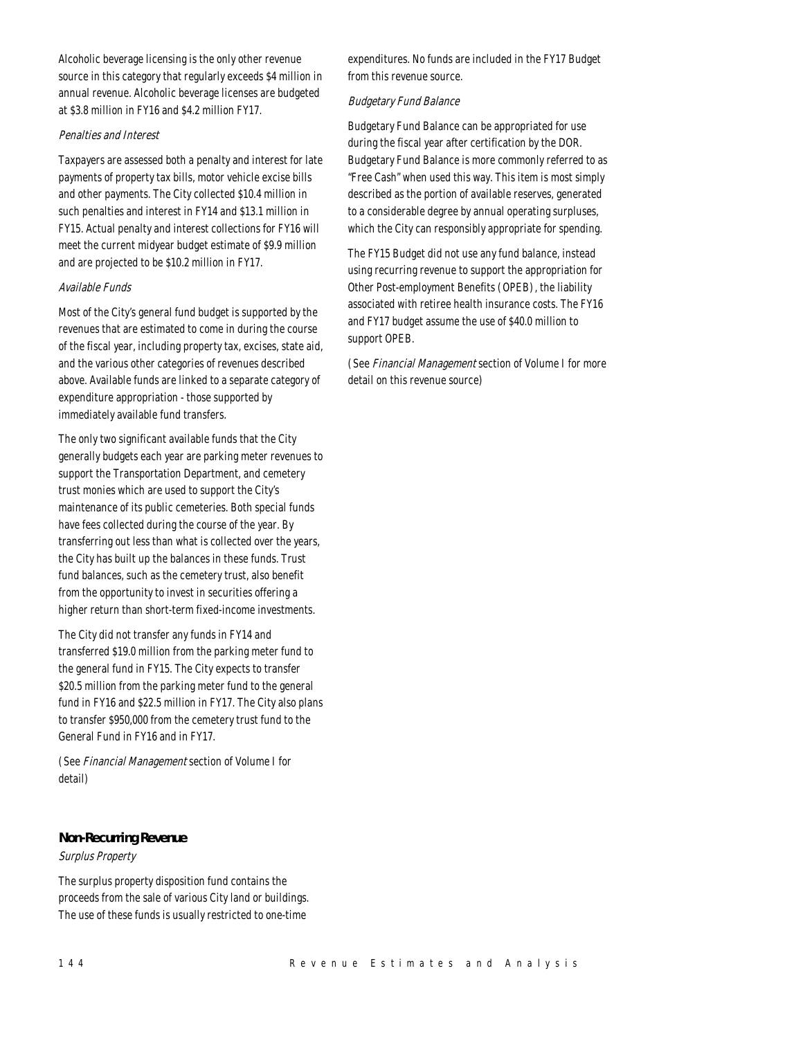Alcoholic beverage licensing is the only other revenue source in this category that regularly exceeds $4 million in annual revenue. Alcoholic beverage licenses are budgeted at $3.8 million in FY16 and $4.2 million FY17.

*Penalties and Interest*

Taxpayers are assessed both a penalty and interest for late payments of property tax bills, motor vehicle excise bills and other payments. The City collected $10.4 million in such penalties and interest in FY14 and $13.1 million in FY15. Actual penalty and interest collections for FY16 will meet the current midyear budget estimate of $9.9 million and are projected to be $10.2 million in FY17.

*Available Funds*

Most of the City's general fund budget is supported by the revenues that are estimated to come in during the course of the fiscal year, including property tax, excises, state aid, and the various other categories of revenues described above. Available funds are linked to a separate category of expenditure appropriation - those supported by immediately available fund transfers.

The only two significant available funds that the City generally budgets each year are parking meter revenues to support the Transportation Department, and cemetery trust monies which are used to support the City's maintenance of its public cemeteries. Both special funds have fees collected during the course of the year. By transferring out less than what is collected over the years, the City has built up the balances in these funds. Trust fund balances, such as the cemetery trust, also benefit from the opportunity to invest in securities offering a higher return than short-term fixed-income investments.

The City did not transfer any funds in FY14 and transferred $19.0 million from the parking meter fund to the general fund in FY15. The City expects to transfer $20.5 million from the parking meter fund to the general fund in FY16 and $22.5 million in FY17. The City also plans to transfer $950,000 from the cemetery trust fund to the General Fund in FY16 and in FY17.

(See *Financial Management* section of Volume I for detail)

### Non-Recurring Revenue

*Surplus Property*

The surplus property disposition fund contains the proceeds from the sale of various City land or buildings. The use of these funds is usually restricted to one-time expenditures. No funds are included in the FY17 Budget from this revenue source.

*Budgetary Fund Balance*

Budgetary Fund Balance can be appropriated for use during the fiscal year after certification by the DOR. Budgetary Fund Balance is more commonly referred to as "Free Cash" when used this way. This item is most simply described as the portion of available reserves, generated to a considerable degree by annual operating surpluses, which the City can responsibly appropriate for spending.

The FY15 Budget did not use any fund balance, instead using recurring revenue to support the appropriation for Other Post-employment Benefits (OPEB), the liability associated with retiree health insurance costs. The FY16 and FY17 budget assume the use of $40.0 million to support OPEB.

(See *Financial Management* section of Volume I for more detail on this revenue source)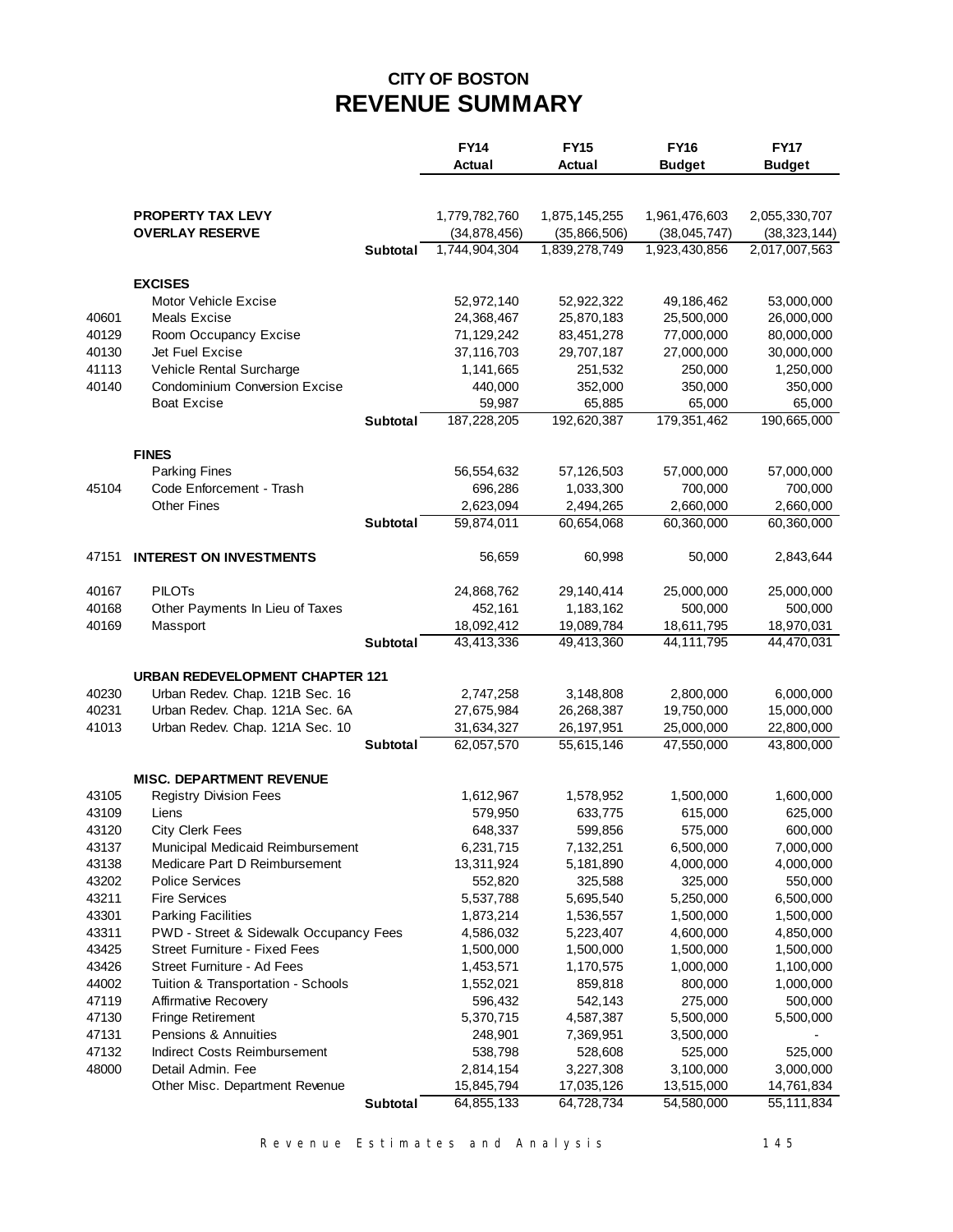# CITY OF BOSTON
## REVENUE SUMMARY

| | | | FY14 Actual | FY15 Actual | FY16 Budget | FY17 Budget |
|---|---|---|---|---|---|---|
| | **PROPERTY TAX LEVY** | | 1,779,782,760 | 1,875,145,255 | 1,961,476,603 | 2,055,330,707 |
| | **OVERLAY RESERVE** | | (34,878,456) | (35,866,506) | (38,045,747) | (38,323,144) |
| | | **Subtotal** | 1,744,904,304 | 1,839,278,749 | 1,923,430,856 | 2,017,007,563 |
| | **EXCISES** | | | | | |
| | Motor Vehicle Excise | | 52,972,140 | 52,922,322 | 49,186,462 | 53,000,000 |
| 40601 | Meals Excise | | 24,368,467 | 25,870,183 | 25,500,000 | 26,000,000 |
| 40129 | Room Occupancy Excise | | 71,129,242 | 83,451,278 | 77,000,000 | 80,000,000 |
| 40130 | Jet Fuel Excise | | 37,116,703 | 29,707,187 | 27,000,000 | 30,000,000 |
| 41113 | Vehicle Rental Surcharge | | 1,141,665 | 251,532 | 250,000 | 1,250,000 |
| 40140 | Condominium Conversion Excise | | 440,000 | 352,000 | 350,000 | 350,000 |
| | Boat Excise | | 59,987 | 65,885 | 65,000 | 65,000 |
| | | **Subtotal** | 187,228,205 | 192,620,387 | 179,351,462 | 190,665,000 |
| | **FINES** | | | | | |
| | Parking Fines | | 56,554,632 | 57,126,503 | 57,000,000 | 57,000,000 |
| 45104 | Code Enforcement - Trash | | 696,286 | 1,033,300 | 700,000 | 700,000 |
| | Other Fines | | 2,623,094 | 2,494,265 | 2,660,000 | 2,660,000 |
| | | **Subtotal** | 59,874,011 | 60,654,068 | 60,360,000 | 60,360,000 |
| 47151 | **INTEREST ON INVESTMENTS** | | 56,659 | 60,998 | 50,000 | 2,843,644 |
| 40167 | PILOTs | | 24,868,762 | 29,140,414 | 25,000,000 | 25,000,000 |
| 40168 | Other Payments In Lieu of Taxes | | 452,161 | 1,183,162 | 500,000 | 500,000 |
| 40169 | Massport | | 18,092,412 | 19,089,784 | 18,611,795 | 18,970,031 |
| | | **Subtotal** | 43,413,336 | 49,413,360 | 44,111,795 | 44,470,031 |
| | **URBAN REDEVELOPMENT CHAPTER 121** | | | | | |
| 40230 | Urban Redev. Chap. 121B Sec. 16 | | 2,747,258 | 3,148,808 | 2,800,000 | 6,000,000 |
| 40231 | Urban Redev. Chap. 121A Sec. 6A | | 27,675,984 | 26,268,387 | 19,750,000 | 15,000,000 |
| 41013 | Urban Redev. Chap. 121A Sec. 10 | | 31,634,327 | 26,197,951 | 25,000,000 | 22,800,000 |
| | | **Subtotal** | 62,057,570 | 55,615,146 | 47,550,000 | 43,800,000 |
| | **MISC. DEPARTMENT REVENUE** | | | | | |
| 43105 | Registry Division Fees | | 1,612,967 | 1,578,952 | 1,500,000 | 1,600,000 |
| 43109 | Liens | | 579,950 | 633,775 | 615,000 | 625,000 |
| 43120 | City Clerk Fees | | 648,337 | 599,856 | 575,000 | 600,000 |
| 43137 | Municipal Medicaid Reimbursement | | 6,231,715 | 7,132,251 | 6,500,000 | 7,000,000 |
| 43138 | Medicare Part D Reimbursement | | 13,311,924 | 5,181,890 | 4,000,000 | 4,000,000 |
| 43202 | Police Services | | 552,820 | 325,588 | 325,000 | 550,000 |
| 43211 | Fire Services | | 5,537,788 | 5,695,540 | 5,250,000 | 6,500,000 |
| 43301 | Parking Facilities | | 1,873,214 | 1,536,557 | 1,500,000 | 1,500,000 |
| 43311 | PWD - Street & Sidewalk Occupancy Fees | | 4,586,032 | 5,223,407 | 4,600,000 | 4,850,000 |
| 43425 | Street Furniture - Fixed Fees | | 1,500,000 | 1,500,000 | 1,500,000 | 1,500,000 |
| 43426 | Street Furniture - Ad Fees | | 1,453,571 | 1,170,575 | 1,000,000 | 1,100,000 |
| 44002 | Tuition & Transportation - Schools | | 1,552,021 | 859,818 | 800,000 | 1,000,000 |
| 47119 | Affirmative Recovery | | 596,432 | 542,143 | 275,000 | 500,000 |
| 47130 | Fringe Retirement | | 5,370,715 | 4,587,387 | 5,500,000 | 5,500,000 |
| 47131 | Pensions & Annuities | | 248,901 | 7,369,951 | 3,500,000 | - |
| 47132 | Indirect Costs Reimbursement | | 538,798 | 528,608 | 525,000 | 525,000 |
| 48000 | Detail Admin. Fee | | 2,814,154 | 3,227,308 | 3,100,000 | 3,000,000 |
| | Other Misc. Department Revenue | | 15,845,794 | 17,035,126 | 13,515,000 | 14,761,834 |
| | | **Subtotal** | 64,855,133 | 64,728,734 | 54,580,000 | 55,111,834 |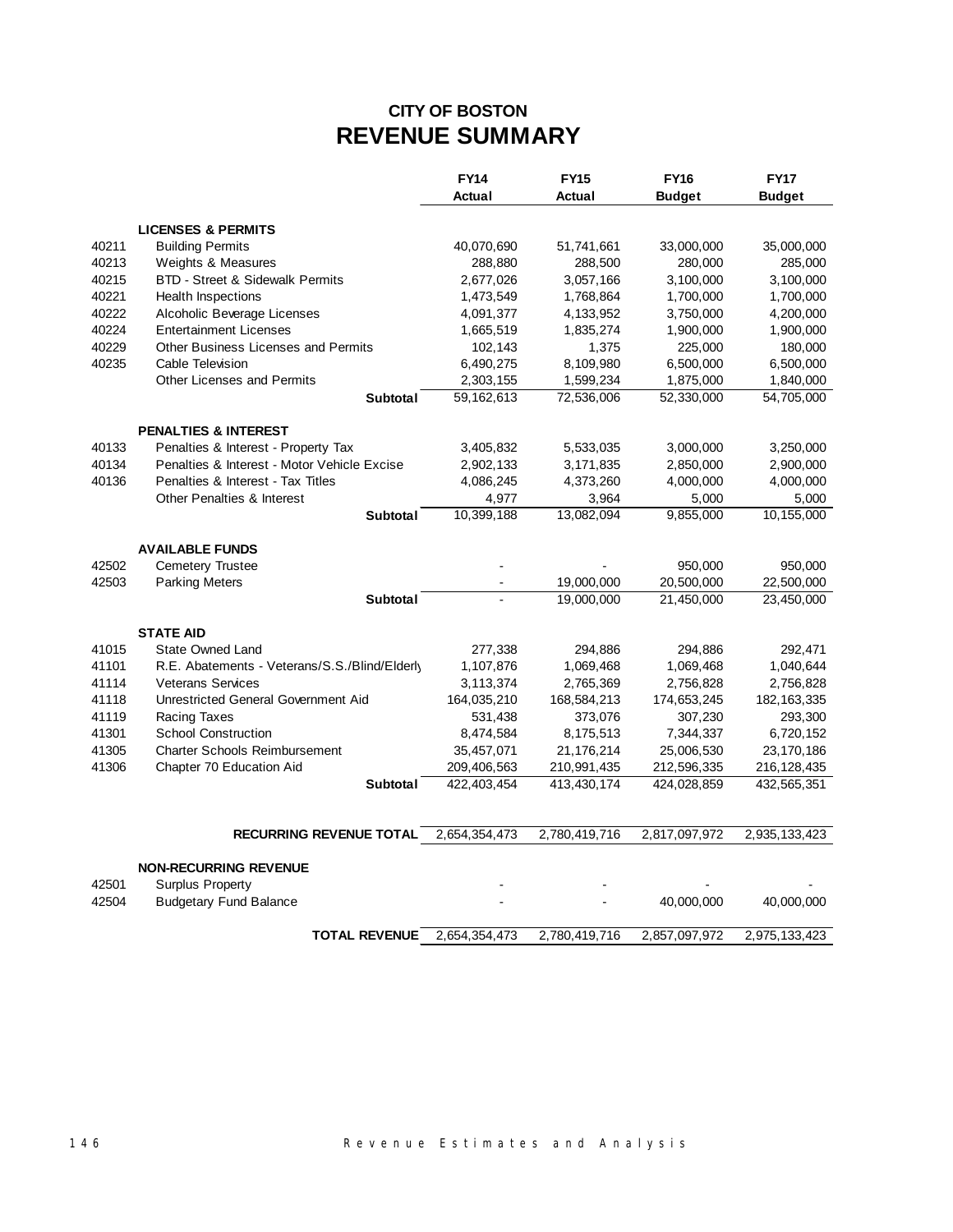## CITY OF BOSTON
# REVENUE SUMMARY

| | | FY14 Actual | FY15 Actual | FY16 Budget | FY17 Budget |
|---|---|---|---|---|---|
| | **LICENSES & PERMITS** | | | | |
| 40211 | Building Permits | 40,070,690 | 51,741,661 | 33,000,000 | 35,000,000 |
| 40213 | Weights & Measures | 288,880 | 288,500 | 280,000 | 285,000 |
| 40215 | BTD - Street & Sidewalk Permits | 2,677,026 | 3,057,166 | 3,100,000 | 3,100,000 |
| 40221 | Health Inspections | 1,473,549 | 1,768,864 | 1,700,000 | 1,700,000 |
| 40222 | Alcoholic Beverage Licenses | 4,091,377 | 4,133,952 | 3,750,000 | 4,200,000 |
| 40224 | Entertainment Licenses | 1,665,519 | 1,835,274 | 1,900,000 | 1,900,000 |
| 40229 | Other Business Licenses and Permits | 102,143 | 1,375 | 225,000 | 180,000 |
| 40235 | Cable Television | 6,490,275 | 8,109,980 | 6,500,000 | 6,500,000 |
| | Other Licenses and Permits | 2,303,155 | 1,599,234 | 1,875,000 | 1,840,000 |
| | **Subtotal** | 59,162,613 | 72,536,006 | 52,330,000 | 54,705,000 |
| | **PENALTIES & INTEREST** | | | | |
| 40133 | Penalties & Interest - Property Tax | 3,405,832 | 5,533,035 | 3,000,000 | 3,250,000 |
| 40134 | Penalties & Interest - Motor Vehicle Excise | 2,902,133 | 3,171,835 | 2,850,000 | 2,900,000 |
| 40136 | Penalties & Interest - Tax Titles | 4,086,245 | 4,373,260 | 4,000,000 | 4,000,000 |
| | Other Penalties & Interest | 4,977 | 3,964 | 5,000 | 5,000 |
| | **Subtotal** | 10,399,188 | 13,082,094 | 9,855,000 | 10,155,000 |
| | **AVAILABLE FUNDS** | | | | |
| 42502 | Cemetery Trustee | - | - | 950,000 | 950,000 |
| 42503 | Parking Meters | - | 19,000,000 | 20,500,000 | 22,500,000 |
| | **Subtotal** | - | 19,000,000 | 21,450,000 | 23,450,000 |
| | **STATE AID** | | | | |
| 41015 | State Owned Land | 277,338 | 294,886 | 294,886 | 292,471 |
| 41101 | R.E. Abatements - Veterans/S.S./Blind/Elderly | 1,107,876 | 1,069,468 | 1,069,468 | 1,040,644 |
| 41114 | Veterans Services | 3,113,374 | 2,765,369 | 2,756,828 | 2,756,828 |
| 41118 | Unrestricted General Government Aid | 164,035,210 | 168,584,213 | 174,653,245 | 182,163,335 |
| 41119 | Racing Taxes | 531,438 | 373,076 | 307,230 | 293,300 |
| 41301 | School Construction | 8,474,584 | 8,175,513 | 7,344,337 | 6,720,152 |
| 41305 | Charter Schools Reimbursement | 35,457,071 | 21,176,214 | 25,006,530 | 23,170,186 |
| 41306 | Chapter 70 Education Aid | 209,406,563 | 210,991,435 | 212,596,335 | 216,128,435 |
| | **Subtotal** | 422,403,454 | 413,430,174 | 424,028,859 | 432,565,351 |
| | **RECURRING REVENUE TOTAL** | 2,654,354,473 | 2,780,419,716 | 2,817,097,972 | 2,935,133,423 |
| | **NON-RECURRING REVENUE** | | | | |
| 42501 | Surplus Property | - | - | - | - |
| 42504 | Budgetary Fund Balance | - | - | 40,000,000 | 40,000,000 |
| | **TOTAL REVENUE** | 2,654,354,473 | 2,780,419,716 | 2,857,097,972 | 2,975,133,423 |